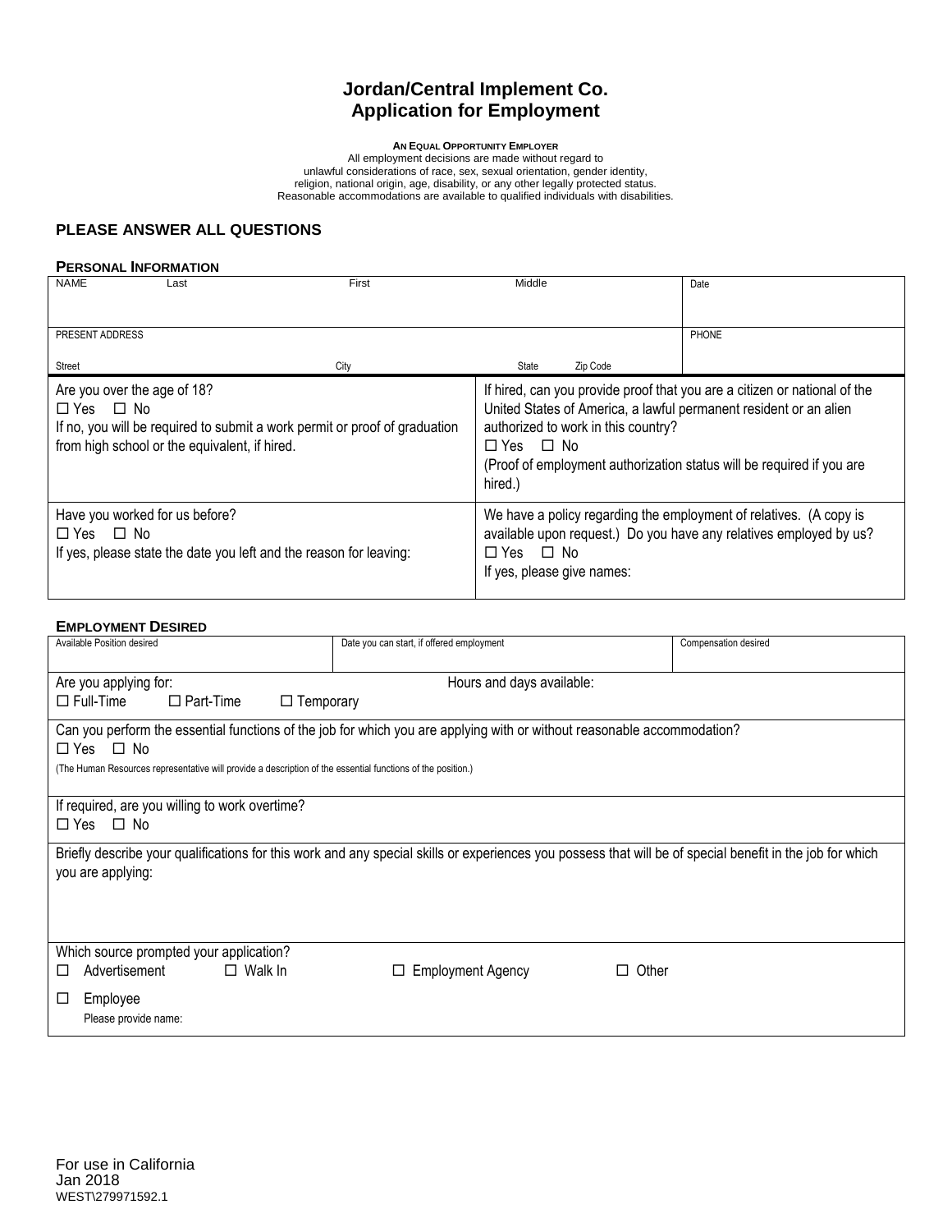# Jordan/Central Implement Co.
# Application for Employment

**AN EQUAL OPPORTUNITY EMPLOYER**
All employment decisions are made without regard to unlawful considerations of race, sex, sexual orientation, gender identity, religion, national origin, age, disability, or any other legally protected status.
Reasonable accommodations are available to qualified individuals with disabilities.

## PLEASE ANSWER ALL QUESTIONS

### PERSONAL INFORMATION

| NAME Last | First | Middle | Date |
|---|---|---|---|
| PRESENT ADDRESS<br>Street | City | State Zip Code | PHONE |

| | |
|---|---|
| Are you over the age of 18?<br>☐ Yes ☐ No<br>If no, you will be required to submit a work permit or proof of graduation from high school or the equivalent, if hired. | If hired, can you provide proof that you are a citizen or national of the United States of America, a lawful permanent resident or an alien authorized to work in this country?<br>☐ Yes ☐ No<br>(Proof of employment authorization status will be required if you are hired.) |
| Have you worked for us before?<br>☐ Yes ☐ No<br>If yes, please state the date you left and the reason for leaving: | We have a policy regarding the employment of relatives. (A copy is available upon request.) Do you have any relatives employed by us?<br>☐ Yes ☐ No<br>If yes, please give names: |

### EMPLOYMENT DESIRED

| Available Position desired | Date you can start, if offered employment | Compensation desired |
|---|---|---|
| | | |

Are you applying for: ☐ Full-Time ☐ Part-Time ☐ Temporary

Hours and days available:

Can you perform the essential functions of the job for which you are applying with or without reasonable accommodation?
☐ Yes ☐ No
(The Human Resources representative will provide a description of the essential functions of the position.)

If required, are you willing to work overtime?
☐ Yes ☐ No

Briefly describe your qualifications for this work and any special skills or experiences you possess that will be of special benefit in the job for which you are applying:

Which source prompted your application?
☐ Advertisement ☐ Walk In ☐ Employment Agency ☐ Other

☐ Employee
Please provide name:

For use in California
Jan 2018
WEST\279971592.1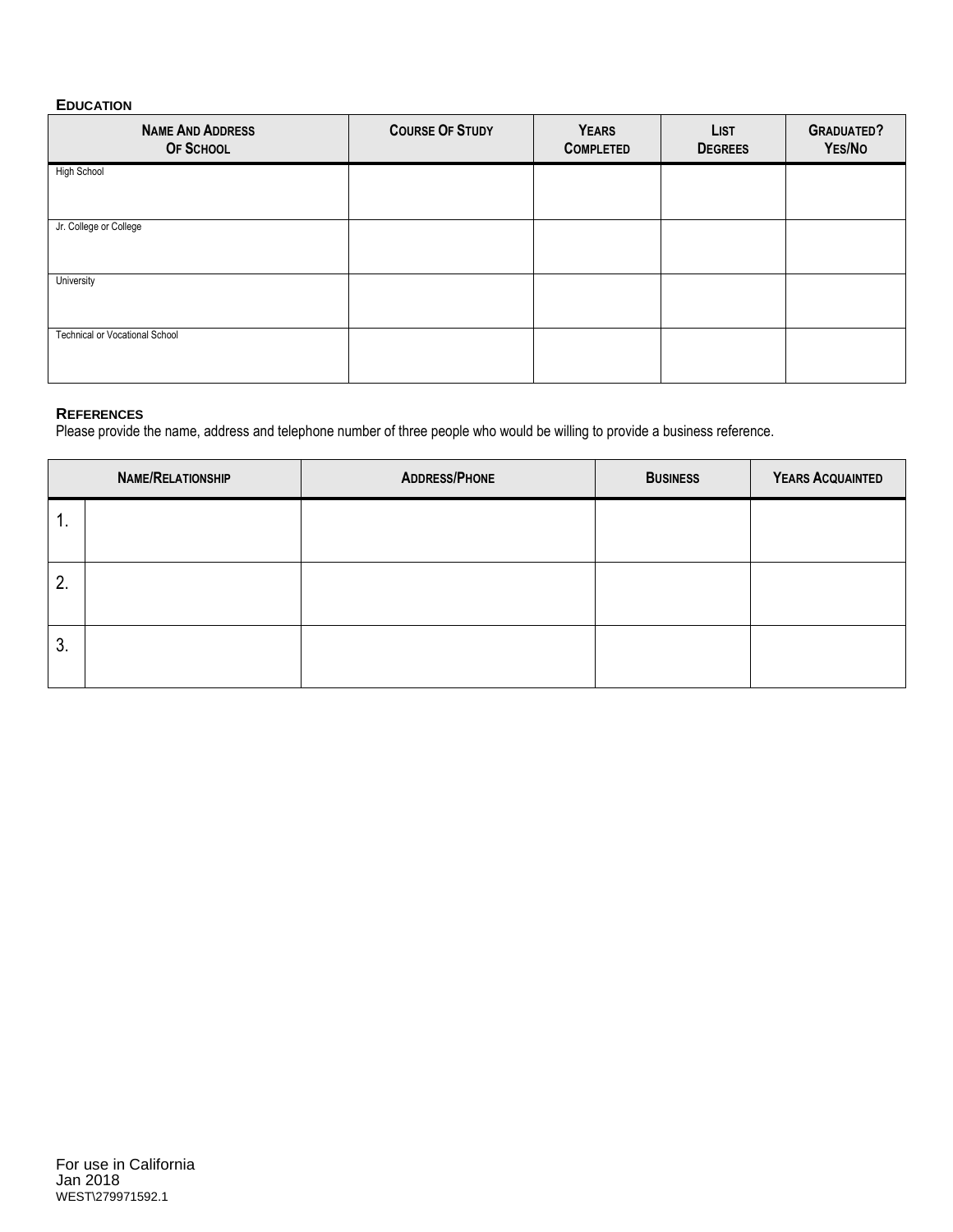### EDUCATION

| NAME AND ADDRESS OF SCHOOL | COURSE OF STUDY | YEARS COMPLETED | LIST DEGREES | GRADUATED? YES/NO |
|---|---|---|---|---|
| High School | | | | |
| Jr. College or College | | | | |
| University | | | | |
| Technical or Vocational School | | | | |

### REFERENCES

Please provide the name, address and telephone number of three people who would be willing to provide a business reference.

| NAME/RELATIONSHIP | | ADDRESS/PHONE | BUSINESS | YEARS ACQUAINTED |
|---|---|---|---|---|
| 1. | | | | |
| 2. | | | | |
| 3. | | | | |

For use in California
Jan 2018
WEST\279971592.1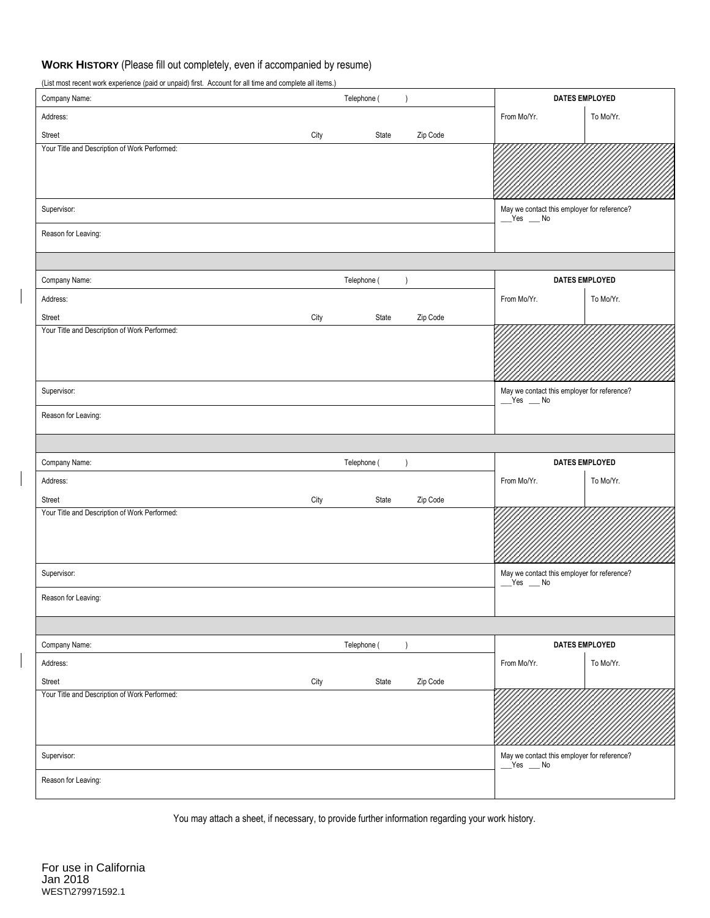**WORK HISTORY** (Please fill out completely, even if accompanied by resume)

(List most recent work experience (paid or unpaid) first. Account for all time and complete all items.)

| Company Name: | Telephone ( ) | DATES EMPLOYED | |
|---|---|---|---|
| Address: | | From Mo/Yr. | To Mo/Yr. |
| Street | City State Zip Code | | |
| Your Title and Description of Work Performed: | | | |
| Supervisor: | | May we contact this employer for reference? ___Yes ___ No | |
| Reason for Leaving: | | | |

| Company Name: | Telephone ( ) | DATES EMPLOYED | |
|---|---|---|---|
| Address: | | From Mo/Yr. | To Mo/Yr. |
| Street | City State Zip Code | | |
| Your Title and Description of Work Performed: | | | |
| Supervisor: | | May we contact this employer for reference? ___Yes ___ No | |
| Reason for Leaving: | | | |

| Company Name: | Telephone ( ) | DATES EMPLOYED | |
|---|---|---|---|
| Address: | | From Mo/Yr. | To Mo/Yr. |
| Street | City State Zip Code | | |
| Your Title and Description of Work Performed: | | | |
| Supervisor: | | May we contact this employer for reference? ___Yes ___ No | |
| Reason for Leaving: | | | |

| Company Name: | Telephone ( ) | DATES EMPLOYED | |
|---|---|---|---|
| Address: | | From Mo/Yr. | To Mo/Yr. |
| Street | City State Zip Code | | |
| Your Title and Description of Work Performed: | | | |
| Supervisor: | | May we contact this employer for reference? ___Yes ___ No | |
| Reason for Leaving: | | | |

You may attach a sheet, if necessary, to provide further information regarding your work history.

For use in California
Jan 2018
WEST\279971592.1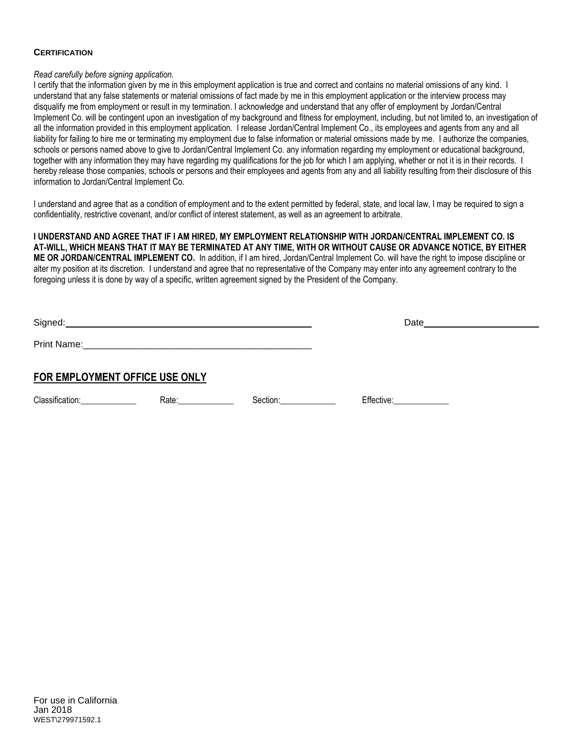### CERTIFICATION

*Read carefully before signing application.*

I certify that the information given by me in this employment application is true and correct and contains no material omissions of any kind. I understand that any false statements or material omissions of fact made by me in this employment application or the interview process may disqualify me from employment or result in my termination. I acknowledge and understand that any offer of employment by Jordan/Central Implement Co. will be contingent upon an investigation of my background and fitness for employment, including, but not limited to, an investigation of all the information provided in this employment application. I release Jordan/Central Implement Co., its employees and agents from any and all liability for failing to hire me or terminating my employment due to false information or material omissions made by me. I authorize the companies, schools or persons named above to give to Jordan/Central Implement Co. any information regarding my employment or educational background, together with any information they may have regarding my qualifications for the job for which I am applying, whether or not it is in their records. I hereby release those companies, schools or persons and their employees and agents from any and all liability resulting from their disclosure of this information to Jordan/Central Implement Co.

I understand and agree that as a condition of employment and to the extent permitted by federal, state, and local law, I may be required to sign a confidentiality, restrictive covenant, and/or conflict of interest statement, as well as an agreement to arbitrate.

**I UNDERSTAND AND AGREE THAT IF I AM HIRED, MY EMPLOYMENT RELATIONSHIP WITH JORDAN/CENTRAL IMPLEMENT CO. IS AT-WILL, WHICH MEANS THAT IT MAY BE TERMINATED AT ANY TIME, WITH OR WITHOUT CAUSE OR ADVANCE NOTICE, BY EITHER ME OR JORDAN/CENTRAL IMPLEMENT CO.** In addition, if I am hired, Jordan/Central Implement Co. will have the right to impose discipline or alter my position at its discretion. I understand and agree that no representative of the Company may enter into any agreement contrary to the foregoing unless it is done by way of a specific, written agreement signed by the President of the Company.

Signed:_______________________________________________ Date______________________

Print Name:____________________________________________

## FOR EMPLOYMENT OFFICE USE ONLY

Classification:_____________ Rate:_____________ Section:_____________ Effective:_____________

For use in California
Jan 2018
WEST\279971592.1